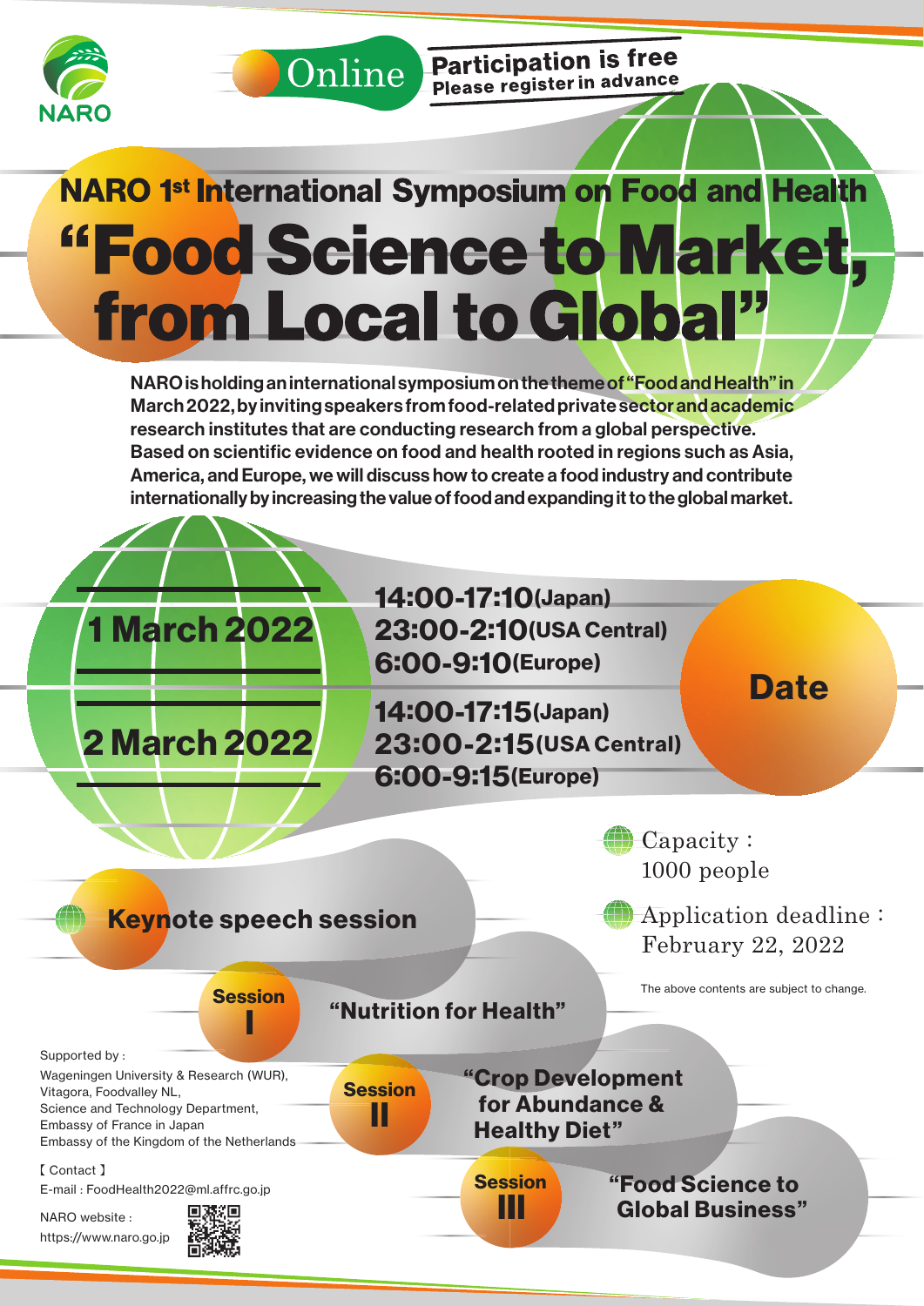NARO

**Online** | **Participation is free** Please register in advance

## NARO 1st International Symposium on Food and Health

# "Food Science to Market, from Local to Global"

**NARO is holding an international symposium on the theme of "Food and Health" in March 2022, by inviting speakers from food-related private sector and academic research institutes that are conducting research from a global perspective. Based on scientific evidence on food and health rooted in regions such as Asia, America, and Europe, we will discuss how to create a food industry and contribute internationally by increasing the value of food and expanding it to the global market.**

## Date

**1 March 2022**
- **14:00-17:10** (Japan)
- **23:00-2:10** (USA Central)
- **6:00-9:10** (Europe)

**2 March 2022**
- **14:00-17:15** (Japan)
- **23:00-2:15** (USA Central)
- **6:00-9:15** (Europe)

Capacity : 1000 people

Application deadline : February 22, 2022

The above contents are subject to change.

## Keynote speech session

**Session I** "Nutrition for Health"

**Session II** "Crop Development for Abundance & Healthy Diet"

**Session III** "Food Science to Global Business"

Supported by :
Wageningen University & Research (WUR),
Vitagora, Foodvalley NL,
Science and Technology Department, Embassy of France in Japan
Embassy of the Kingdom of the Netherlands

【 Contact 】
E-mail : FoodHealth2022@ml.affrc.go.jp

NARO website :
https://www.naro.go.jp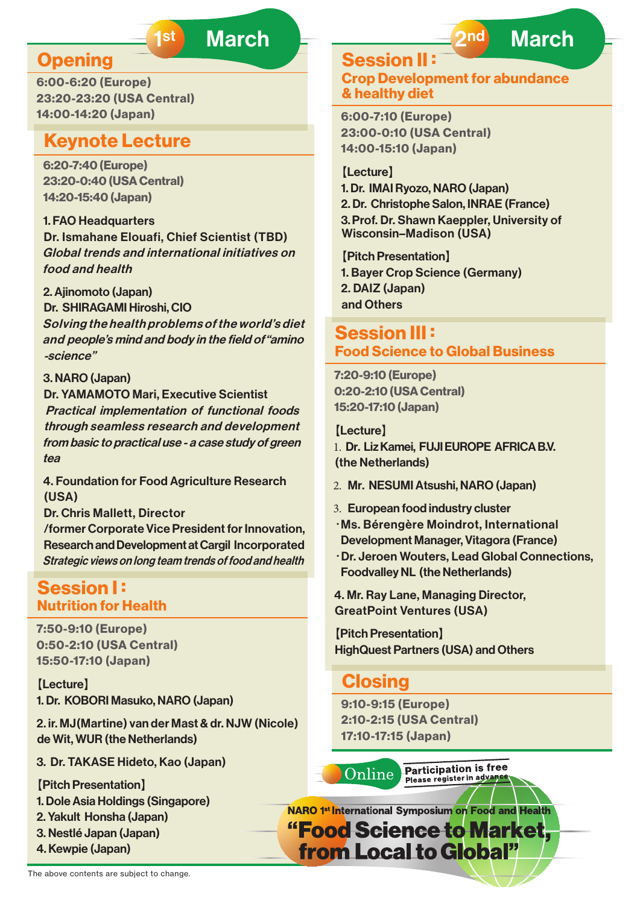## 1st March

## Opening

6:00-6:20 (Europe)
23:20-23:20 (USA Central)
14:00-14:20 (Japan)

## Keynote Lecture

6:20-7:40 (Europe)
23:20-0:40 (USA Central)
14:20-15:40 (Japan)

1. FAO Headquarters
Dr. Ismahane Elouafi, Chief Scientist (TBD)
*Global trends and international initiatives on food and health*

2. Ajinomoto (Japan)
Dr. SHIRAGAMI Hiroshi, CIO
*Solving the health problems of the world's diet and people's mind and body in the field of "amino -science"*

3. NARO (Japan)
Dr. YAMAMOTO Mari, Executive Scientist
*Practical implementation of functional foods through seamless research and development from basic to practical use - a case study of green tea*

4. Foundation for Food Agriculture Research (USA)
Dr. Chris Mallett, Director
/former Corporate Vice President for Innovation, Research and Development at Cargil Incorporated
*Strategic views on long team trends of food and health*

## Session I : Nutrition for Health

7:50-9:10 (Europe)
0:50-2:10 (USA Central)
15:50-17:10 (Japan)

【Lecture】
1. Dr. KOBORI Masuko, NARO (Japan)
2. ir. MJ(Martine) van der Mast & dr. NJW (Nicole) de Wit, WUR (the Netherlands)
3. Dr. TAKASE Hideto, Kao (Japan)

【Pitch Presentation】
1. Dole Asia Holdings (Singapore)
2. Yakult Honsha (Japan)
3. Nestlé Japan (Japan)
4. Kewpie (Japan)

## 2nd March

## Session II : Crop Development for abundance & healthy diet

6:00-7:10 (Europe)
23:00-0:10 (USA Central)
14:00-15:10 (Japan)

【Lecture】
1. Dr. IMAI Ryozo, NARO (Japan)
2. Dr. Christophe Salon, INRAE (France)
3. Prof. Dr. Shawn Kaeppler, University of Wisconsin–Madison (USA)

【Pitch Presentation】
1. Bayer Crop Science (Germany)
2. DAIZ (Japan)
and Others

## Session III : Food Science to Global Business

7:20-9:10 (Europe)
0:20-2:10 (USA Central)
15:20-17:10 (Japan)

【Lecture】
1. Dr. Liz Kamei, FUJI EUROPE AFRICA B.V. (the Netherlands)
2. Mr. NESUMI Atsushi, NARO (Japan)
3. European food industry cluster
・Ms. Bérengère Moindrot, International Development Manager, Vitagora (France)
・Dr. Jeroen Wouters, Lead Global Connections, Foodvalley NL (the Netherlands)
4. Mr. Ray Lane, Managing Director, GreatPoint Ventures (USA)

【Pitch Presentation】
HighQuest Partners (USA) and Others

## Closing

9:10-9:15 (Europe)
2:10-2:15 (USA Central)
17:10-17:15 (Japan)

Online — Participation is free. Please register in advance

NARO 1st International Symposium on Food and Health
**"Food Science to Market, from Local to Global"**

The above contents are subject to change.